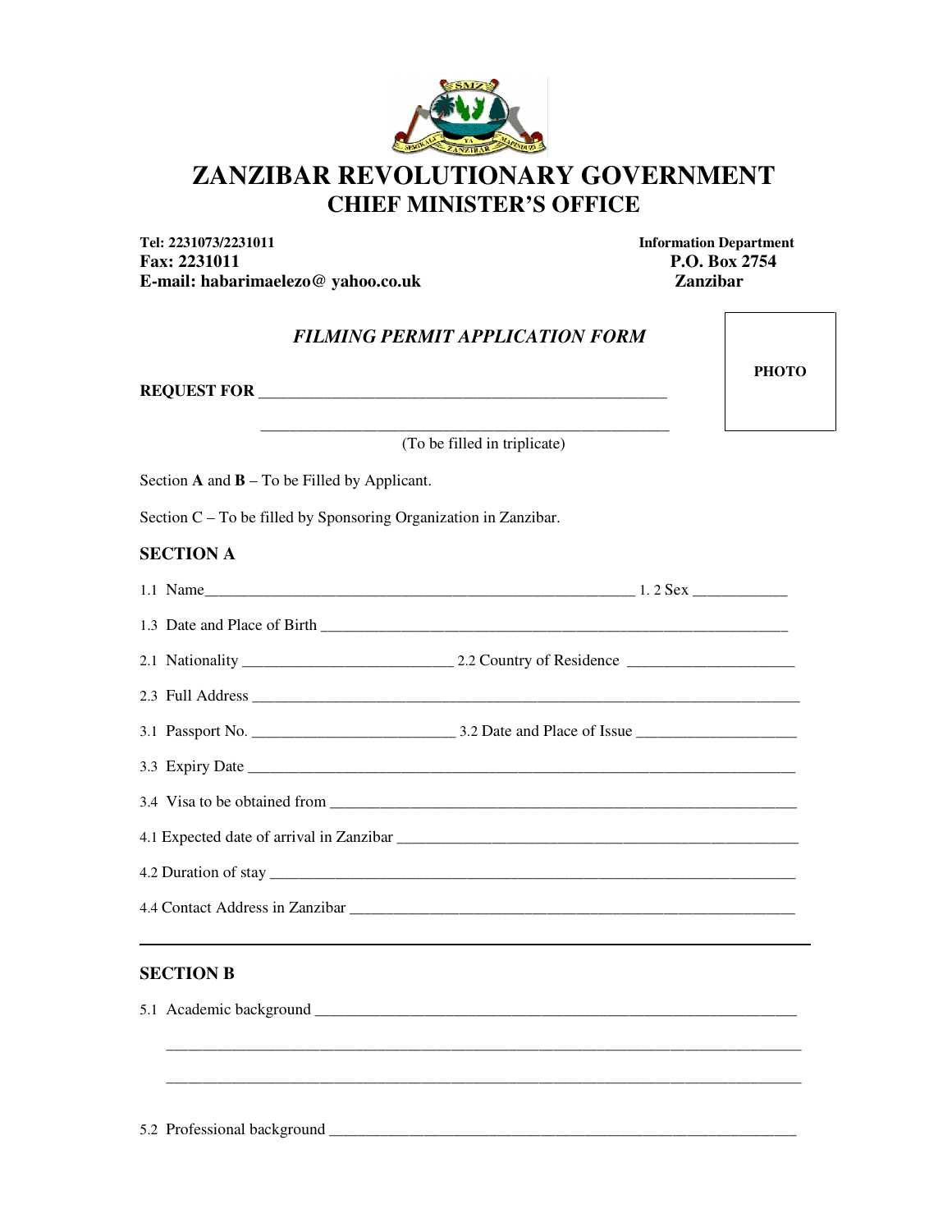# ZANZIBAR REVOLUTIONARY GOVERNMENT

## CHIEF MINISTER'S OFFICE

**Tel: 2231073/2231011**
**Fax: 2231011**
**E-mail: habarimaelezo@ yahoo.co.uk**

**Information Department**
**P.O. Box 2754**
**Zanzibar**

### *FILMING PERMIT APPLICATION FORM*

PHOTO

**REQUEST FOR** ____________________________________________________

____________________________________________________

(To be filled in triplicate)

Section **A** and **B** – To be Filled by Applicant.

Section C – To be filled by Sponsoring Organization in Zanzibar.

## SECTION A

1.1 Name________________________________________________________ 1. 2 Sex ____________

1.3 Date and Place of Birth ____________________________________________________________

2.1 Nationality __________________________ 2.2 Country of Residence _____________________

2.3 Full Address ____________________________________________________________________

3.1 Passport No. __________________________ 3.2 Date and Place of Issue ____________________

3.3 Expiry Date ____________________________________________________________________

3.4 Visa to be obtained from ______________________________________________________________

4.1 Expected date of arrival in Zanzibar _____________________________________________________

4.2 Duration of stay _________________________________________________________________

4.4 Contact Address in Zanzibar ___________________________________________________________

---

## SECTION B

5.1 Academic background _______________________________________________________________

_______________________________________________________________________________

_______________________________________________________________________________

5.2 Professional background _____________________________________________________________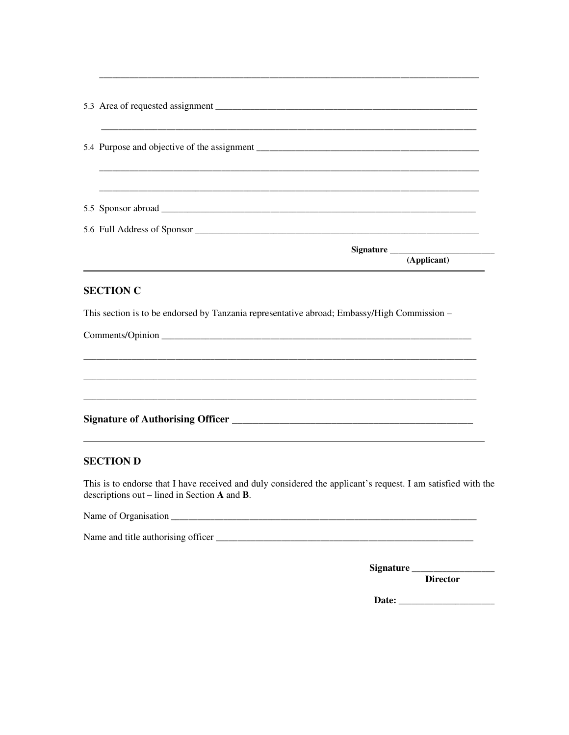______________________________________________________________________________

5.3 Area of requested assignment ______________________________________________________

______________________________________________________________________________

5.4 Purpose and objective of the assignment ______________________________________________

______________________________________________________________________________

______________________________________________________________________________

5.5 Sponsor abroad _______________________________________________________________

5.6 Full Address of Sponsor _________________________________________________________

**Signature** _______________________
**(Applicant)**

---

## SECTION C

This section is to be endorsed by Tanzania representative abroad; Embassy/High Commission –

Comments/Opinion _____________________________________________________________

______________________________________________________________________________

______________________________________________________________________________

______________________________________________________________________________

**Signature of Authorising Officer** _____________________________________________

---

## SECTION D

This is to endorse that I have received and duly considered the applicant's request. I am satisfied with the descriptions out – lined in Section **A** and **B**.

Name of Organisation ___________________________________________________________

Name and title authorising officer _______________________________________________

**Signature** _________________
**Director**

**Date:** ___________________